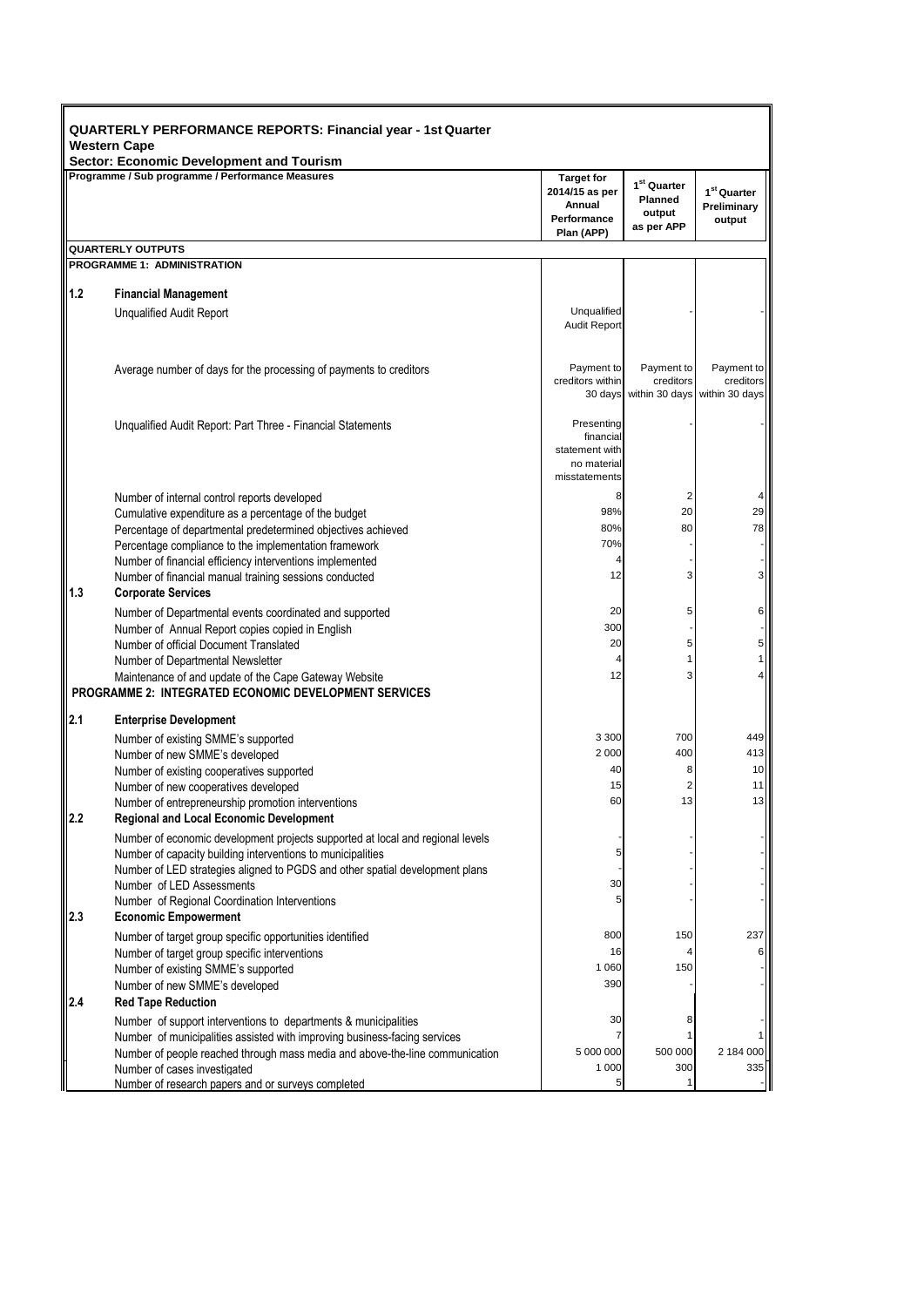**QUARTERLY PERFORMANCE REPORTS: Financial year - 1st Quarter**
**Western Cape**
**Sector: Economic Development and Tourism**

| | Programme / Sub programme / Performance Measures | Target for 2014/15 as per Annual Performance Plan (APP) | 1st Quarter Planned output as per APP | 1st Quarter Preliminary output |
|---|---|---|---|---|
| | **QUARTERLY OUTPUTS** | | | |
| | **PROGRAMME 1: ADMINISTRATION** | | | |
| **1.2** | **Financial Management** | | | |
| | Unqualified Audit Report | Unqualified Audit Report | - | - |
| | Average number of days for the processing of payments to creditors | Payment to creditors within 30 days | Payment to creditors within 30 days | Payment to creditors within 30 days |
| | Unqualified Audit Report: Part Three - Financial Statements | Presenting financial statement with no material misstatements | - | - |
| | Number of internal control reports developed | 8 | 2 | 4 |
| | Cumulative expenditure as a percentage of the budget | 98% | 20 | 29 |
| | Percentage of departmental predetermined objectives achieved | 80% | 80 | 78 |
| | Percentage compliance to the implementation framework | 70% | - | - |
| | Number of financial efficiency interventions implemented | 4 | - | - |
| | Number of financial manual training sessions conducted | 12 | 3 | 3 |
| **1.3** | **Corporate Services** | | | |
| | Number of Departmental events coordinated and supported | 20 | 5 | 6 |
| | Number of Annual Report copies copied in English | 300 | - | - |
| | Number of official Document Translated | 20 | 5 | 5 |
| | Number of Departmental Newsletter | 4 | 1 | 1 |
| | Maintenance of and update of the Cape Gateway Website | 12 | 3 | 4 |
| | **PROGRAMME 2: INTEGRATED ECONOMIC DEVELOPMENT SERVICES** | | | |
| **2.1** | **Enterprise Development** | | | |
| | Number of existing SMME's supported | 3 300 | 700 | 449 |
| | Number of new SMME's developed | 2 000 | 400 | 413 |
| | Number of existing cooperatives supported | 40 | 8 | 10 |
| | Number of new cooperatives developed | 15 | 2 | 11 |
| | Number of entrepreneurship promotion interventions | 60 | 13 | 13 |
| **2.2** | **Regional and Local Economic Development** | | | |
| | Number of economic development projects supported at local and regional levels | - | - | - |
| | Number of capacity building interventions to municipalities | 5 | - | - |
| | Number of LED strategies aligned to PGDS and other spatial development plans | - | - | - |
| | Number of LED Assessments | 30 | - | - |
| | Number of Regional Coordination Interventions | 5 | - | - |
| **2.3** | **Economic Empowerment** | | | |
| | Number of target group specific opportunities identified | 800 | 150 | 237 |
| | Number of target group specific interventions | 16 | 4 | 6 |
| | Number of existing SMME's supported | 1 060 | 150 | - |
| | Number of new SMME's developed | 390 | - | - |
| **2.4** | **Red Tape Reduction** | | | |
| | Number of support interventions to departments & municipalities | 30 | 8 | - |
| | Number of municipalities assisted with improving business-facing services | 7 | 1 | 1 |
| | Number of people reached through mass media and above-the-line communication | 5 000 000 | 500 000 | 2 184 000 |
| | Number of cases investigated | 1 000 | 300 | 335 |
| | Number of research papers and or surveys completed | 5 | 1 | - |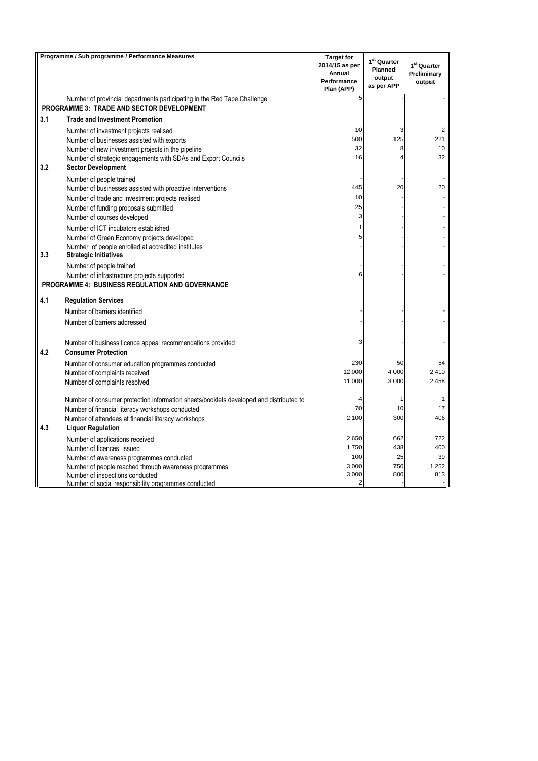| | Programme / Sub programme / Performance Measures | Target for 2014/15 as per Annual Performance Plan (APP) | 1st Quarter Planned output as per APP | 1st Quarter Preliminary output |
|---|---|---|---|---|
| | Number of provincial departments participating in the Red Tape Challenge | 5 | - | - |
| | **PROGRAMME 3: TRADE AND SECTOR DEVELOPMENT** | | | |
| **3.1** | **Trade and Investment Promotion** | | | |
| | Number of investment projects realised | 10 | 3 | 2 |
| | Number of businesses assisted with exports | 500 | 125 | 221 |
| | Number of new investment projects in the pipeline | 32 | 8 | 10 |
| | Number of strategic engagements with SDAs and Export Councils | 16 | 4 | 32 |
| **3.2** | **Sector Development** | | | |
| | Number of people trained | - | - | - |
| | Number of businesses assisted with proactive interventions | 445 | 20 | 20 |
| | Number of trade and investment projects realised | 10 | - | - |
| | Number of funding proposals submitted | 25 | - | - |
| | Number of courses developed | 3 | - | - |
| | Number of ICT incubators established | 1 | - | - |
| | Number of Green Economy projects developed | 5 | - | - |
| | Number of people enrolled at accredited institutes | - | - | - |
| **3.3** | **Strategic Initiatives** | | | |
| | Number of people trained | - | - | - |
| | Number of infrastructure projects supported | 6 | - | - |
| | **PROGRAMME 4: BUSINESS REGULATION AND GOVERNANCE** | | | |
| **4.1** | **Regulation Services** | | | |
| | Number of barriers identified | - | - | - |
| | Number of barriers addressed | - | - | - |
| | Number of business licence appeal recommendations provided | 3 | - | - |
| **4.2** | **Consumer Protection** | | | |
| | Number of consumer education programmes conducted | 230 | 50 | 54 |
| | Number of complaints received | 12 000 | 4 000 | 2 410 |
| | Number of complaints resolved | 11 000 | 3 000 | 2 458 |
| | Number of consumer protection information sheets/booklets developed and distributed to | 4 | 1 | 1 |
| | Number of financial literacy workshops conducted | 70 | 10 | 17 |
| | Number of attendees at financial literacy workshops | 2 100 | 300 | 406 |
| **4.3** | **Liquor Regulation** | | | |
| | Number of applications received | 2 650 | 662 | 722 |
| | Number of licences issued | 1 750 | 438 | 400 |
| | Number of awareness programmes conducted | 100 | 25 | 39 |
| | Number of people reached through awareness programmes | 3 000 | 750 | 1 252 |
| | Number of inspections conducted | 3 000 | 800 | 813 |
| | Number of social responsibility programmes conducted | 2 | - | - |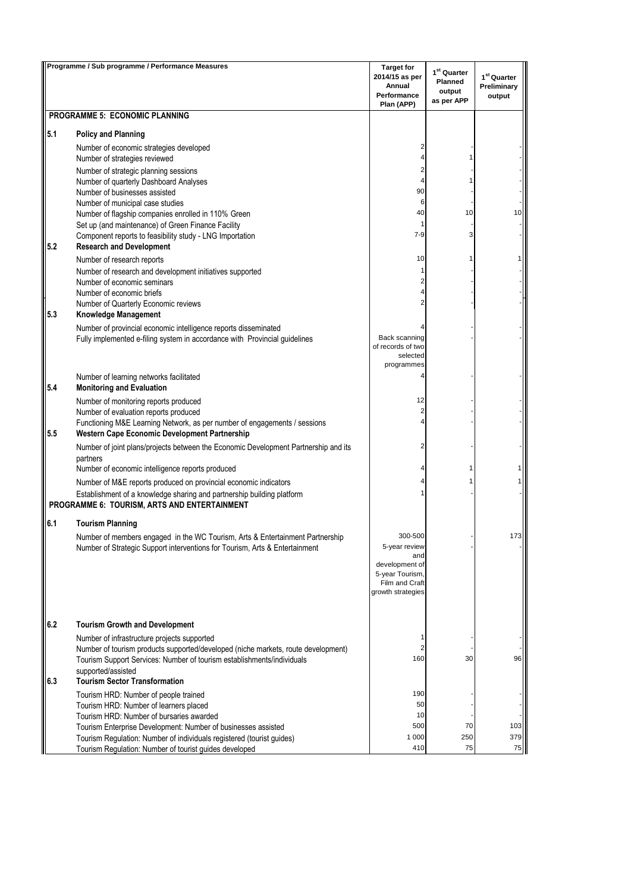| | Programme / Sub programme / Performance Measures | Target for 2014/15 as per Annual Performance Plan (APP) | 1[st] Quarter Planned output as per APP | 1[st] Quarter Preliminary output |
|---|---|---|---|---|
| | **PROGRAMME 5: ECONOMIC PLANNING** | | | |
| **5.1** | **Policy and Planning** | | | |
| | Number of economic strategies developed | 2 | - | - |
| | Number of strategies reviewed | 4 | 1 | - |
| | Number of strategic planning sessions | 2 | - | - |
| | Number of quarterly Dashboard Analyses | 4 | 1 | - |
| | Number of businesses assisted | 90 | - | - |
| | Number of municipal case studies | 6 | - | - |
| | Number of flagship companies enrolled in 110% Green | 40 | 10 | 10 |
| | Set up (and maintenance) of Green Finance Facility | 1 | - | - |
| | Component reports to feasibility study - LNG Importation | 7-9 | 3 | - |
| **5.2** | **Research and Development** | | | |
| | Number of research reports | 10 | 1 | 1 |
| | Number of research and development initiatives supported | 1 | - | - |
| | Number of economic seminars | 2 | - | - |
| | Number of economic briefs | 4 | - | - |
| | Number of Quarterly Economic reviews | 2 | - | - |
| **5.3** | **Knowledge Management** | | | |
| | Number of provincial economic intelligence reports disseminated | 4 | - | - |
| | Fully implemented e-filing system in accordance with Provincial guidelines | Back scanning of records of two selected programmes | - | - |
| | Number of learning networks facilitated | 4 | - | - |
| **5.4** | **Monitoring and Evaluation** | | | |
| | Number of monitoring reports produced | 12 | - | - |
| | Number of evaluation reports produced | 2 | - | - |
| | Functioning M&E Learning Network, as per number of engagements / sessions | 4 | - | - |
| **5.5** | **Western Cape Economic Development Partnership** | | | |
| | Number of joint plans/projects between the Economic Development Partnership and its partners | 2 | - | - |
| | Number of economic intelligence reports produced | 4 | 1 | 1 |
| | Number of M&E reports produced on provincial economic indicators | 4 | 1 | 1 |
| | Establishment of a knowledge sharing and partnership building platform | 1 | - | - |
| | **PROGRAMME 6: TOURISM, ARTS AND ENTERTAINMENT** | | | |
| **6.1** | **Tourism Planning** | | | |
| | Number of members engaged in the WC Tourism, Arts & Entertainment Partnership | 300-500 | - | 173 |
| | Number of Strategic Support interventions for Tourism, Arts & Entertainment | 5-year review and development of 5-year Tourism, Film and Craft growth strategies | - | - |
| **6.2** | **Tourism Growth and Development** | | | |
| | Number of infrastructure projects supported | 1 | - | - |
| | Number of tourism products supported/developed (niche markets, route development) | 2 | - | - |
| | Tourism Support Services: Number of tourism establishments/individuals supported/assisted | 160 | 30 | 96 |
| **6.3** | **Tourism Sector Transformation** | | | |
| | Tourism HRD: Number of people trained | 190 | - | - |
| | Tourism HRD: Number of learners placed | 50 | - | - |
| | Tourism HRD: Number of bursaries awarded | 10 | - | - |
| | Tourism Enterprise Development: Number of businesses assisted | 500 | 70 | 103 |
| | Tourism Regulation: Number of individuals registered (tourist guides) | 1 000 | 250 | 379 |
| | Tourism Regulation: Number of tourist guides developed | 410 | 75 | 75 |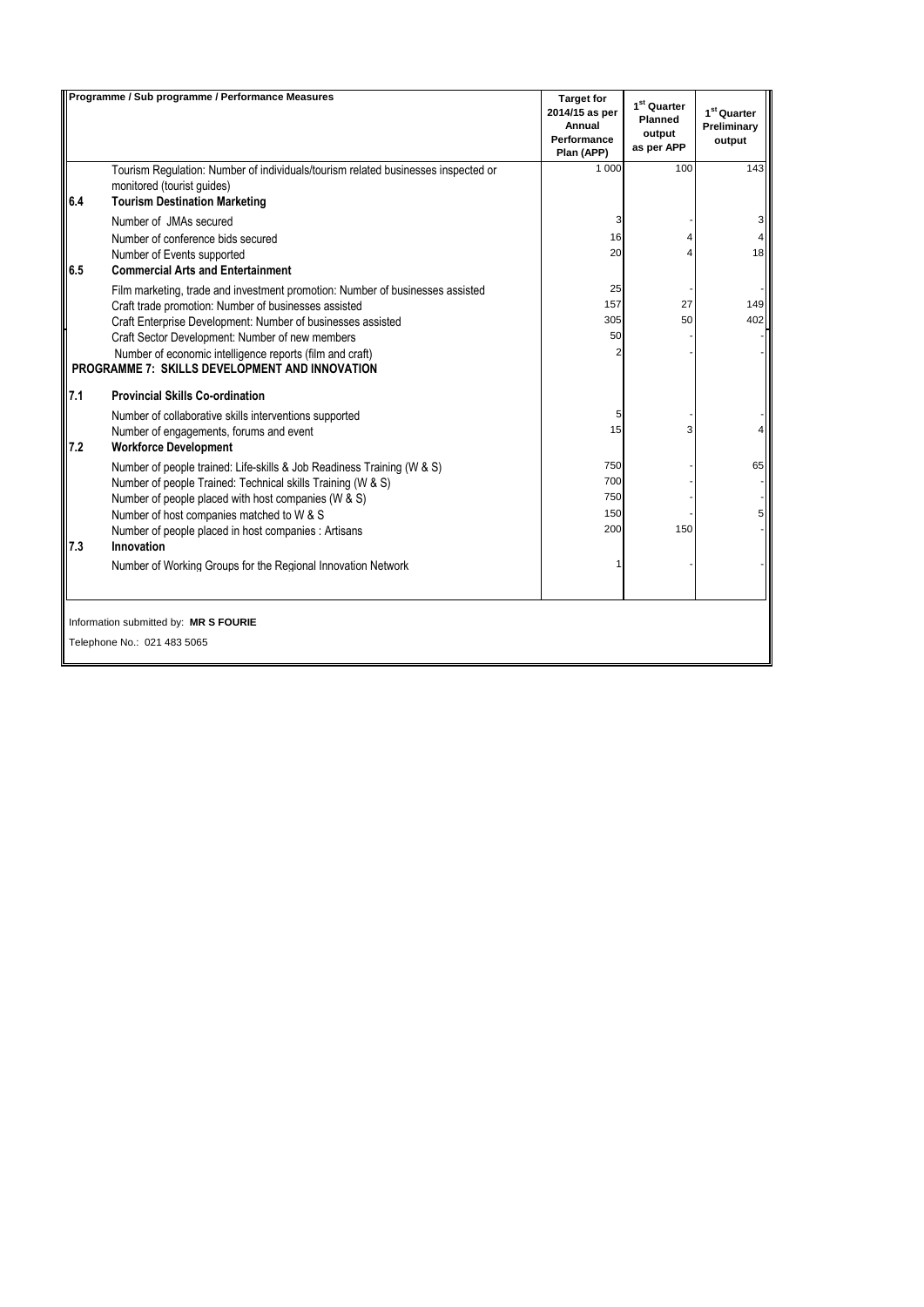| | Programme / Sub programme / Performance Measures | Target for 2014/15 as per Annual Performance Plan (APP) | 1st Quarter Planned output as per APP | 1st Quarter Preliminary output |
|---|---|---|---|---|
| | Tourism Regulation: Number of individuals/tourism related businesses inspected or monitored (tourist guides) | 1 000 | 100 | 143 |
| 6.4 | **Tourism Destination Marketing** | | | |
| | Number of JMAs secured | 3 | - | 3 |
| | Number of conference bids secured | 16 | 4 | 4 |
| | Number of Events supported | 20 | 4 | 18 |
| 6.5 | **Commercial Arts and Entertainment** | | | |
| | Film marketing, trade and investment promotion: Number of businesses assisted | 25 | - | - |
| | Craft trade promotion: Number of businesses assisted | 157 | 27 | 149 |
| | Craft Enterprise Development: Number of businesses assisted | 305 | 50 | 402 |
| | Craft Sector Development: Number of new members | 50 | - | - |
| | Number of economic intelligence reports (film and craft) | 2 | - | - |
| | **PROGRAMME 7: SKILLS DEVELOPMENT AND INNOVATION** | | | |
| 7.1 | **Provincial Skills Co-ordination** | | | |
| | Number of collaborative skills interventions supported | 5 | - | - |
| | Number of engagements, forums and event | 15 | 3 | 4 |
| 7.2 | **Workforce Development** | | | |
| | Number of people trained: Life-skills & Job Readiness Training (W & S) | 750 | - | 65 |
| | Number of people Trained: Technical skills Training (W & S) | 700 | - | - |
| | Number of people placed with host companies (W & S) | 750 | - | - |
| | Number of host companies matched to W & S | 150 | - | 5 |
| | Number of people placed in host companies : Artisans | 200 | 150 | - |
| 7.3 | **Innovation** | | | |
| | Number of Working Groups for the Regional Innovation Network | 1 | - | - |

Information submitted by: **MR S FOURIE**

Telephone No.: 021 483 5065